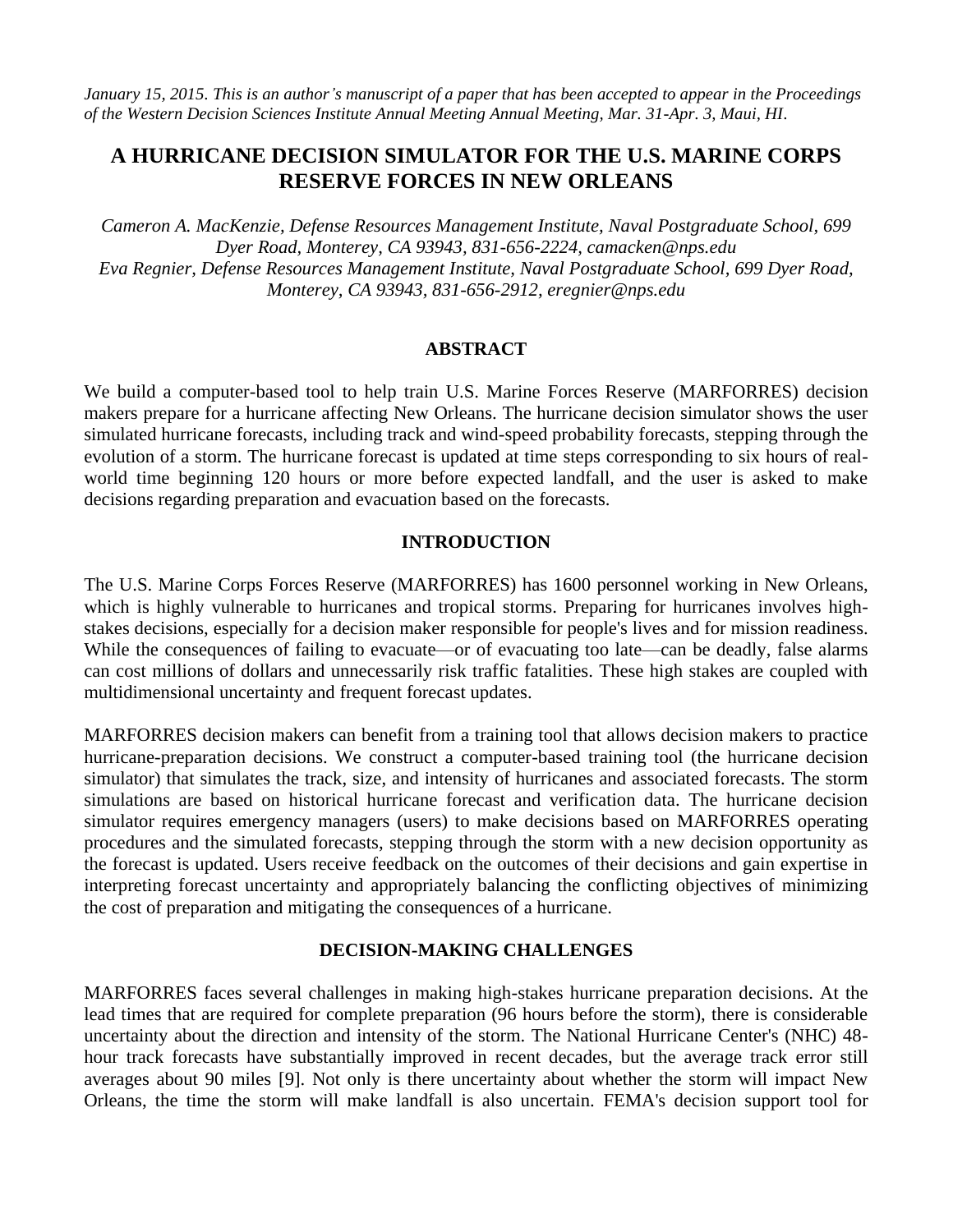*January 15, 2015. This is an author's manuscript of a paper that has been accepted to appear in the Proceedings of the Western Decision Sciences Institute Annual Meeting Annual Meeting, Mar. 31-Apr. 3, Maui, HI.*

# A HURRICANE DECISION SIMULATOR FOR THE U.S. MARINE CORPS RESERVE FORCES IN NEW ORLEANS

*Cameron A. MacKenzie, Defense Resources Management Institute, Naval Postgraduate School, 699 Dyer Road, Monterey, CA 93943, 831-656-2224, camacken@nps.edu*
*Eva Regnier, Defense Resources Management Institute, Naval Postgraduate School, 699 Dyer Road, Monterey, CA 93943, 831-656-2912, eregnier@nps.edu*

## ABSTRACT

We build a computer-based tool to help train U.S. Marine Forces Reserve (MARFORRES) decision makers prepare for a hurricane affecting New Orleans. The hurricane decision simulator shows the user simulated hurricane forecasts, including track and wind-speed probability forecasts, stepping through the evolution of a storm. The hurricane forecast is updated at time steps corresponding to six hours of real-world time beginning 120 hours or more before expected landfall, and the user is asked to make decisions regarding preparation and evacuation based on the forecasts.

## INTRODUCTION

The U.S. Marine Corps Forces Reserve (MARFORRES) has 1600 personnel working in New Orleans, which is highly vulnerable to hurricanes and tropical storms. Preparing for hurricanes involves high-stakes decisions, especially for a decision maker responsible for people's lives and for mission readiness. While the consequences of failing to evacuate—or of evacuating too late—can be deadly, false alarms can cost millions of dollars and unnecessarily risk traffic fatalities. These high stakes are coupled with multidimensional uncertainty and frequent forecast updates.

MARFORRES decision makers can benefit from a training tool that allows decision makers to practice hurricane-preparation decisions. We construct a computer-based training tool (the hurricane decision simulator) that simulates the track, size, and intensity of hurricanes and associated forecasts. The storm simulations are based on historical hurricane forecast and verification data. The hurricane decision simulator requires emergency managers (users) to make decisions based on MARFORRES operating procedures and the simulated forecasts, stepping through the storm with a new decision opportunity as the forecast is updated. Users receive feedback on the outcomes of their decisions and gain expertise in interpreting forecast uncertainty and appropriately balancing the conflicting objectives of minimizing the cost of preparation and mitigating the consequences of a hurricane.

## DECISION-MAKING CHALLENGES

MARFORRES faces several challenges in making high-stakes hurricane preparation decisions. At the lead times that are required for complete preparation (96 hours before the storm), there is considerable uncertainty about the direction and intensity of the storm. The National Hurricane Center's (NHC) 48-hour track forecasts have substantially improved in recent decades, but the average track error still averages about 90 miles [9]. Not only is there uncertainty about whether the storm will impact New Orleans, the time the storm will make landfall is also uncertain. FEMA's decision support tool for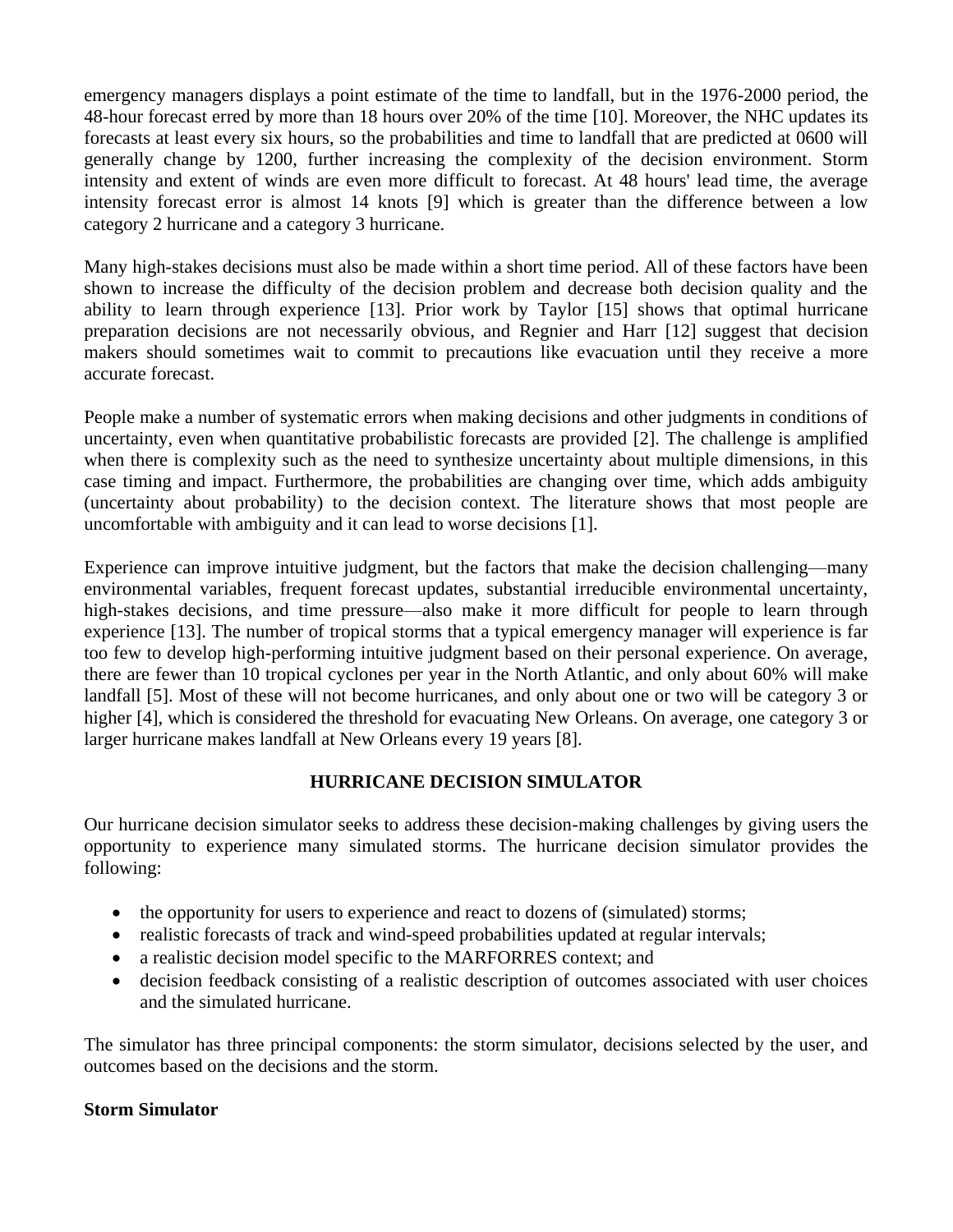emergency managers displays a point estimate of the time to landfall, but in the 1976-2000 period, the 48-hour forecast erred by more than 18 hours over 20% of the time [10]. Moreover, the NHC updates its forecasts at least every six hours, so the probabilities and time to landfall that are predicted at 0600 will generally change by 1200, further increasing the complexity of the decision environment. Storm intensity and extent of winds are even more difficult to forecast. At 48 hours' lead time, the average intensity forecast error is almost 14 knots [9] which is greater than the difference between a low category 2 hurricane and a category 3 hurricane.

Many high-stakes decisions must also be made within a short time period. All of these factors have been shown to increase the difficulty of the decision problem and decrease both decision quality and the ability to learn through experience [13]. Prior work by Taylor [15] shows that optimal hurricane preparation decisions are not necessarily obvious, and Regnier and Harr [12] suggest that decision makers should sometimes wait to commit to precautions like evacuation until they receive a more accurate forecast.

People make a number of systematic errors when making decisions and other judgments in conditions of uncertainty, even when quantitative probabilistic forecasts are provided [2]. The challenge is amplified when there is complexity such as the need to synthesize uncertainty about multiple dimensions, in this case timing and impact. Furthermore, the probabilities are changing over time, which adds ambiguity (uncertainty about probability) to the decision context. The literature shows that most people are uncomfortable with ambiguity and it can lead to worse decisions [1].

Experience can improve intuitive judgment, but the factors that make the decision challenging—many environmental variables, frequent forecast updates, substantial irreducible environmental uncertainty, high-stakes decisions, and time pressure—also make it more difficult for people to learn through experience [13]. The number of tropical storms that a typical emergency manager will experience is far too few to develop high-performing intuitive judgment based on their personal experience. On average, there are fewer than 10 tropical cyclones per year in the North Atlantic, and only about 60% will make landfall [5]. Most of these will not become hurricanes, and only about one or two will be category 3 or higher [4], which is considered the threshold for evacuating New Orleans. On average, one category 3 or larger hurricane makes landfall at New Orleans every 19 years [8].

## HURRICANE DECISION SIMULATOR

Our hurricane decision simulator seeks to address these decision-making challenges by giving users the opportunity to experience many simulated storms. The hurricane decision simulator provides the following:

- the opportunity for users to experience and react to dozens of (simulated) storms;
- realistic forecasts of track and wind-speed probabilities updated at regular intervals;
- a realistic decision model specific to the MARFORRES context; and
- decision feedback consisting of a realistic description of outcomes associated with user choices and the simulated hurricane.

The simulator has three principal components: the storm simulator, decisions selected by the user, and outcomes based on the decisions and the storm.

### Storm Simulator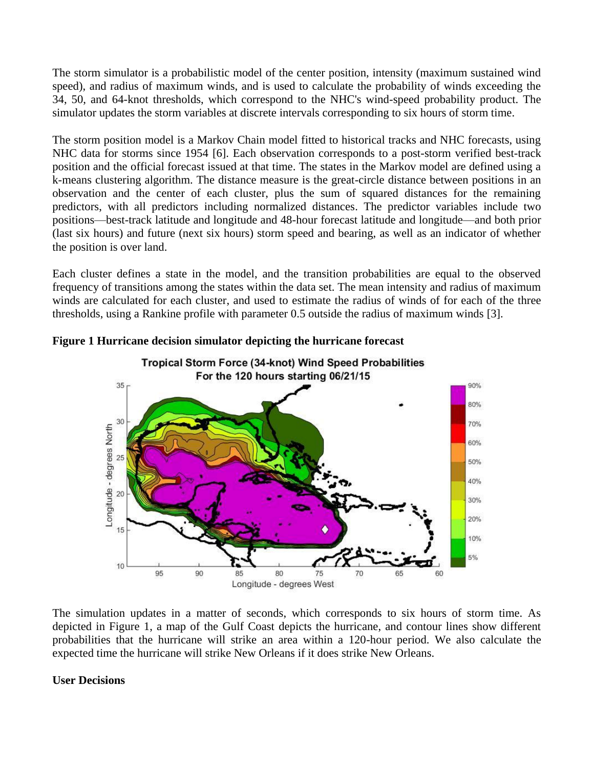The storm simulator is a probabilistic model of the center position, intensity (maximum sustained wind speed), and radius of maximum winds, and is used to calculate the probability of winds exceeding the 34, 50, and 64-knot thresholds, which correspond to the NHC's wind-speed probability product. The simulator updates the storm variables at discrete intervals corresponding to six hours of storm time.

The storm position model is a Markov Chain model fitted to historical tracks and NHC forecasts, using NHC data for storms since 1954 [6]. Each observation corresponds to a post-storm verified best-track position and the official forecast issued at that time. The states in the Markov model are defined using a k-means clustering algorithm. The distance measure is the great-circle distance between positions in an observation and the center of each cluster, plus the sum of squared distances for the remaining predictors, with all predictors including normalized distances. The predictor variables include two positions—best-track latitude and longitude and 48-hour forecast latitude and longitude—and both prior (last six hours) and future (next six hours) storm speed and bearing, as well as an indicator of whether the position is over land.

Each cluster defines a state in the model, and the transition probabilities are equal to the observed frequency of transitions among the states within the data set. The mean intensity and radius of maximum winds are calculated for each cluster, and used to estimate the radius of winds of for each of the three thresholds, using a Rankine profile with parameter 0.5 outside the radius of maximum winds [3].

**Figure 1 Hurricane decision simulator depicting the hurricane forecast**

The simulation updates in a matter of seconds, which corresponds to six hours of storm time. As depicted in Figure 1, a map of the Gulf Coast depicts the hurricane, and contour lines show different probabilities that the hurricane will strike an area within a 120-hour period. We also calculate the expected time the hurricane will strike New Orleans if it does strike New Orleans.

**User Decisions**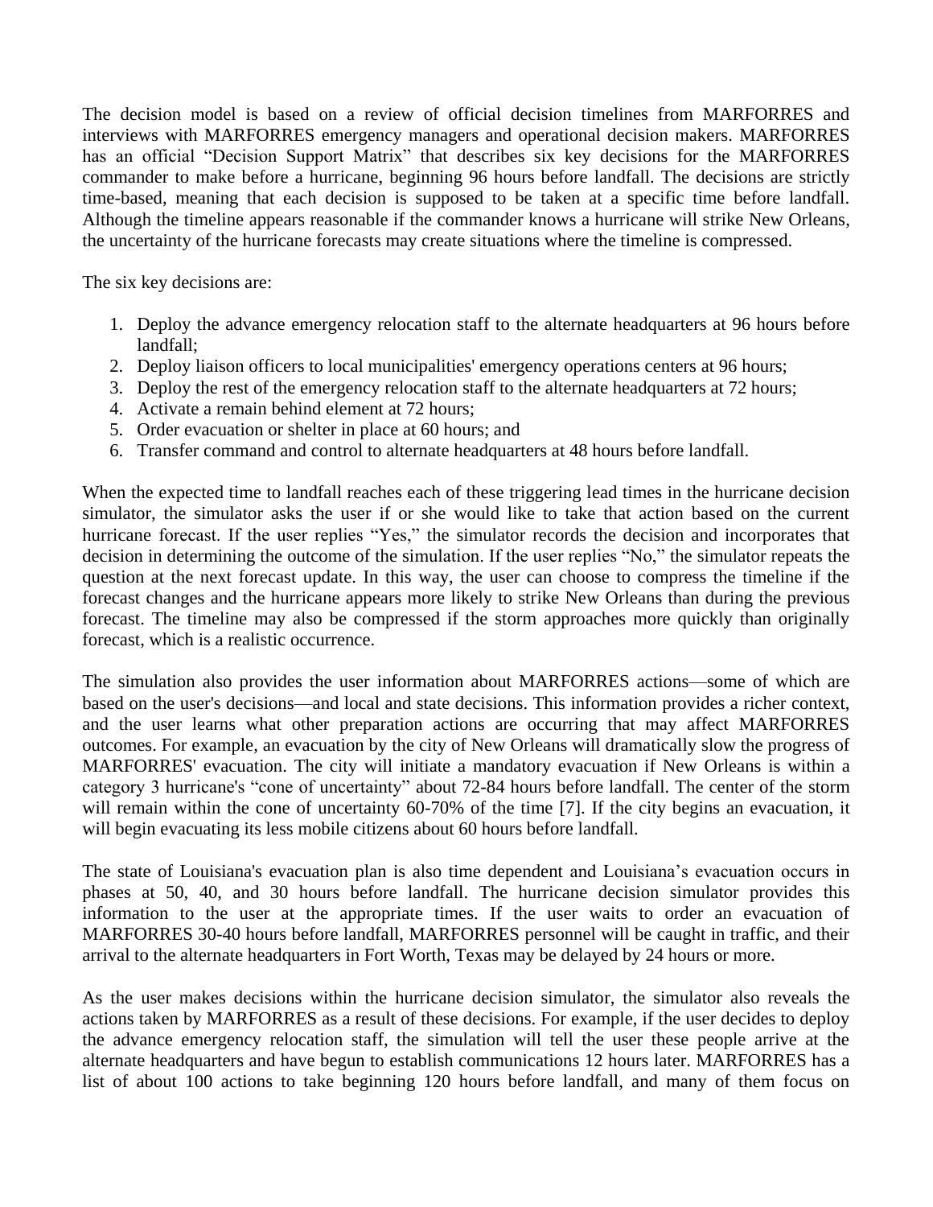The decision model is based on a review of official decision timelines from MARFORRES and interviews with MARFORRES emergency managers and operational decision makers. MARFORRES has an official "Decision Support Matrix" that describes six key decisions for the MARFORRES commander to make before a hurricane, beginning 96 hours before landfall. The decisions are strictly time-based, meaning that each decision is supposed to be taken at a specific time before landfall. Although the timeline appears reasonable if the commander knows a hurricane will strike New Orleans, the uncertainty of the hurricane forecasts may create situations where the timeline is compressed.

The six key decisions are:

1. Deploy the advance emergency relocation staff to the alternate headquarters at 96 hours before landfall;
2. Deploy liaison officers to local municipalities' emergency operations centers at 96 hours;
3. Deploy the rest of the emergency relocation staff to the alternate headquarters at 72 hours;
4. Activate a remain behind element at 72 hours;
5. Order evacuation or shelter in place at 60 hours; and
6. Transfer command and control to alternate headquarters at 48 hours before landfall.

When the expected time to landfall reaches each of these triggering lead times in the hurricane decision simulator, the simulator asks the user if or she would like to take that action based on the current hurricane forecast. If the user replies "Yes," the simulator records the decision and incorporates that decision in determining the outcome of the simulation. If the user replies "No," the simulator repeats the question at the next forecast update. In this way, the user can choose to compress the timeline if the forecast changes and the hurricane appears more likely to strike New Orleans than during the previous forecast. The timeline may also be compressed if the storm approaches more quickly than originally forecast, which is a realistic occurrence.

The simulation also provides the user information about MARFORRES actions—some of which are based on the user's decisions—and local and state decisions. This information provides a richer context, and the user learns what other preparation actions are occurring that may affect MARFORRES outcomes. For example, an evacuation by the city of New Orleans will dramatically slow the progress of MARFORRES' evacuation. The city will initiate a mandatory evacuation if New Orleans is within a category 3 hurricane's "cone of uncertainty" about 72-84 hours before landfall. The center of the storm will remain within the cone of uncertainty 60-70% of the time [7]. If the city begins an evacuation, it will begin evacuating its less mobile citizens about 60 hours before landfall.

The state of Louisiana's evacuation plan is also time dependent and Louisiana's evacuation occurs in phases at 50, 40, and 30 hours before landfall. The hurricane decision simulator provides this information to the user at the appropriate times. If the user waits to order an evacuation of MARFORRES 30-40 hours before landfall, MARFORRES personnel will be caught in traffic, and their arrival to the alternate headquarters in Fort Worth, Texas may be delayed by 24 hours or more.

As the user makes decisions within the hurricane decision simulator, the simulator also reveals the actions taken by MARFORRES as a result of these decisions. For example, if the user decides to deploy the advance emergency relocation staff, the simulation will tell the user these people arrive at the alternate headquarters and have begun to establish communications 12 hours later. MARFORRES has a list of about 100 actions to take beginning 120 hours before landfall, and many of them focus on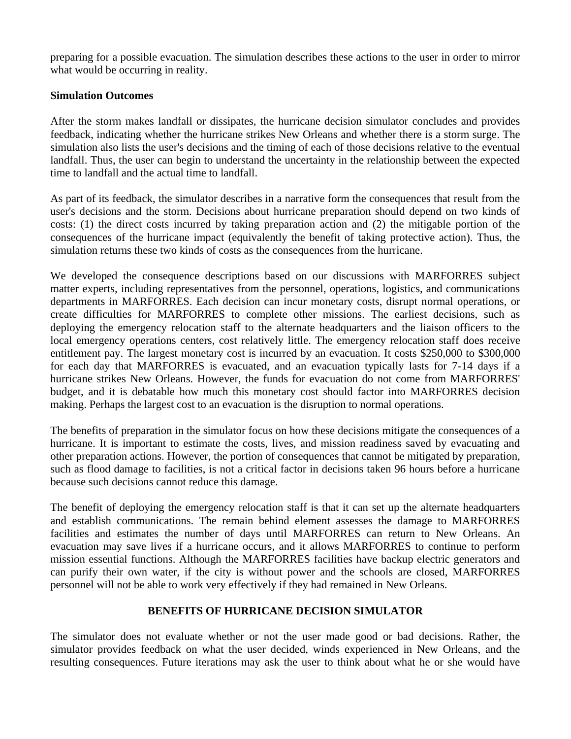preparing for a possible evacuation. The simulation describes these actions to the user in order to mirror what would be occurring in reality.

**Simulation Outcomes**

After the storm makes landfall or dissipates, the hurricane decision simulator concludes and provides feedback, indicating whether the hurricane strikes New Orleans and whether there is a storm surge. The simulation also lists the user's decisions and the timing of each of those decisions relative to the eventual landfall. Thus, the user can begin to understand the uncertainty in the relationship between the expected time to landfall and the actual time to landfall.

As part of its feedback, the simulator describes in a narrative form the consequences that result from the user's decisions and the storm. Decisions about hurricane preparation should depend on two kinds of costs: (1) the direct costs incurred by taking preparation action and (2) the mitigable portion of the consequences of the hurricane impact (equivalently the benefit of taking protective action). Thus, the simulation returns these two kinds of costs as the consequences from the hurricane.

We developed the consequence descriptions based on our discussions with MARFORRES subject matter experts, including representatives from the personnel, operations, logistics, and communications departments in MARFORRES. Each decision can incur monetary costs, disrupt normal operations, or create difficulties for MARFORRES to complete other missions. The earliest decisions, such as deploying the emergency relocation staff to the alternate headquarters and the liaison officers to the local emergency operations centers, cost relatively little. The emergency relocation staff does receive entitlement pay. The largest monetary cost is incurred by an evacuation. It costs $250,000 to $300,000 for each day that MARFORRES is evacuated, and an evacuation typically lasts for 7-14 days if a hurricane strikes New Orleans. However, the funds for evacuation do not come from MARFORRES' budget, and it is debatable how much this monetary cost should factor into MARFORRES decision making. Perhaps the largest cost to an evacuation is the disruption to normal operations.

The benefits of preparation in the simulator focus on how these decisions mitigate the consequences of a hurricane. It is important to estimate the costs, lives, and mission readiness saved by evacuating and other preparation actions. However, the portion of consequences that cannot be mitigated by preparation, such as flood damage to facilities, is not a critical factor in decisions taken 96 hours before a hurricane because such decisions cannot reduce this damage.

The benefit of deploying the emergency relocation staff is that it can set up the alternate headquarters and establish communications. The remain behind element assesses the damage to MARFORRES facilities and estimates the number of days until MARFORRES can return to New Orleans. An evacuation may save lives if a hurricane occurs, and it allows MARFORRES to continue to perform mission essential functions. Although the MARFORRES facilities have backup electric generators and can purify their own water, if the city is without power and the schools are closed, MARFORRES personnel will not be able to work very effectively if they had remained in New Orleans.

## BENEFITS OF HURRICANE DECISION SIMULATOR

The simulator does not evaluate whether or not the user made good or bad decisions. Rather, the simulator provides feedback on what the user decided, winds experienced in New Orleans, and the resulting consequences. Future iterations may ask the user to think about what he or she would have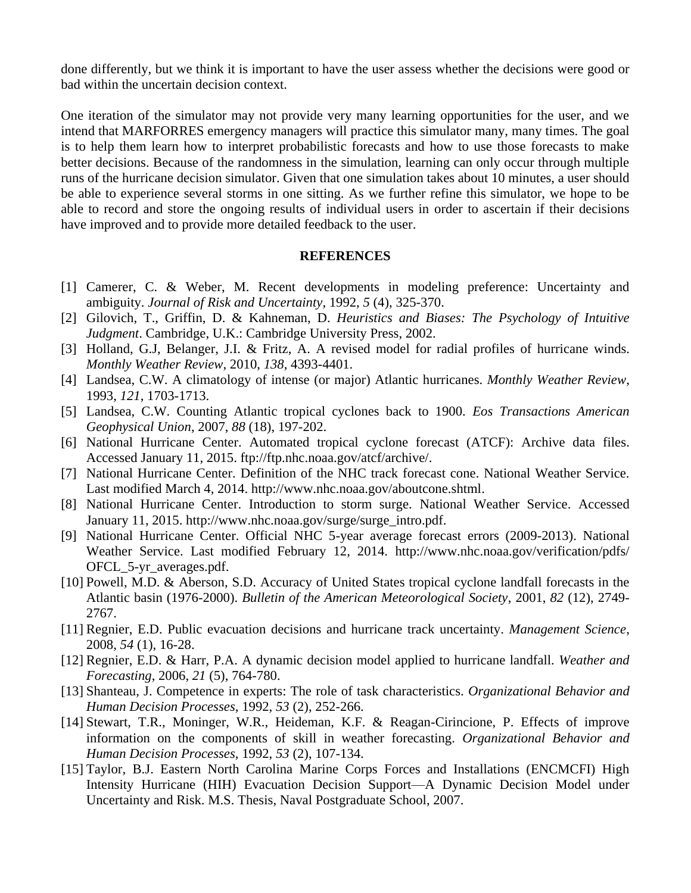done differently, but we think it is important to have the user assess whether the decisions were good or bad within the uncertain decision context.

One iteration of the simulator may not provide very many learning opportunities for the user, and we intend that MARFORRES emergency managers will practice this simulator many, many times. The goal is to help them learn how to interpret probabilistic forecasts and how to use those forecasts to make better decisions. Because of the randomness in the simulation, learning can only occur through multiple runs of the hurricane decision simulator. Given that one simulation takes about 10 minutes, a user should be able to experience several storms in one sitting. As we further refine this simulator, we hope to be able to record and store the ongoing results of individual users in order to ascertain if their decisions have improved and to provide more detailed feedback to the user.

## REFERENCES

[1] Camerer, C. & Weber, M. Recent developments in modeling preference: Uncertainty and ambiguity. *Journal of Risk and Uncertainty*, 1992, *5* (4), 325-370.

[2] Gilovich, T., Griffin, D. & Kahneman, D. *Heuristics and Biases: The Psychology of Intuitive Judgment*. Cambridge, U.K.: Cambridge University Press, 2002.

[3] Holland, G.J, Belanger, J.I. & Fritz, A. A revised model for radial profiles of hurricane winds. *Monthly Weather Review*, 2010, *138*, 4393-4401.

[4] Landsea, C.W. A climatology of intense (or major) Atlantic hurricanes. *Monthly Weather Review*, 1993, *121*, 1703-1713.

[5] Landsea, C.W. Counting Atlantic tropical cyclones back to 1900. *Eos Transactions American Geophysical Union*, 2007, *88* (18), 197-202.

[6] National Hurricane Center. Automated tropical cyclone forecast (ATCF): Archive data files. Accessed January 11, 2015. ftp://ftp.nhc.noaa.gov/atcf/archive/.

[7] National Hurricane Center. Definition of the NHC track forecast cone. National Weather Service. Last modified March 4, 2014. http://www.nhc.noaa.gov/aboutcone.shtml.

[8] National Hurricane Center. Introduction to storm surge. National Weather Service. Accessed January 11, 2015. http://www.nhc.noaa.gov/surge/surge_intro.pdf.

[9] National Hurricane Center. Official NHC 5-year average forecast errors (2009-2013). National Weather Service. Last modified February 12, 2014. http://www.nhc.noaa.gov/verification/pdfs/OFCL_5-yr_averages.pdf.

[10] Powell, M.D. & Aberson, S.D. Accuracy of United States tropical cyclone landfall forecasts in the Atlantic basin (1976-2000). *Bulletin of the American Meteorological Society*, 2001, *82* (12), 2749-2767.

[11] Regnier, E.D. Public evacuation decisions and hurricane track uncertainty. *Management Science*, 2008, *54* (1), 16-28.

[12] Regnier, E.D. & Harr, P.A. A dynamic decision model applied to hurricane landfall. *Weather and Forecasting*, 2006, *21* (5), 764-780.

[13] Shanteau, J. Competence in experts: The role of task characteristics. *Organizational Behavior and Human Decision Processes*, 1992, *53* (2), 252-266.

[14] Stewart, T.R., Moninger, W.R., Heideman, K.F. & Reagan-Cirincione, P. Effects of improve information on the components of skill in weather forecasting. *Organizational Behavior and Human Decision Processes*, 1992, *53* (2), 107-134.

[15] Taylor, B.J. Eastern North Carolina Marine Corps Forces and Installations (ENCMCFI) High Intensity Hurricane (HIH) Evacuation Decision Support—A Dynamic Decision Model under Uncertainty and Risk. M.S. Thesis, Naval Postgraduate School, 2007.